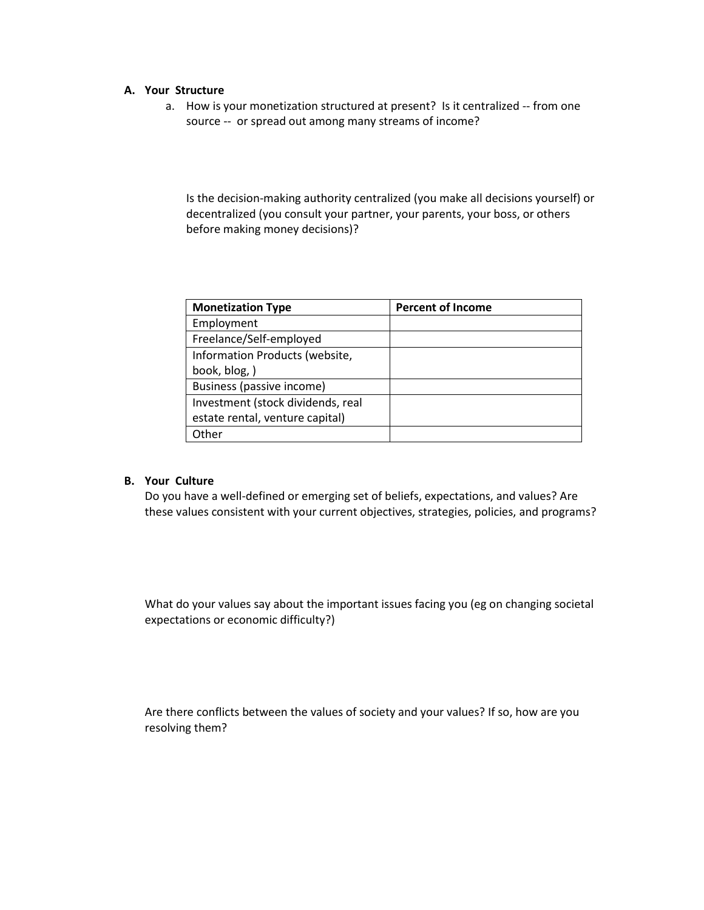## A. Your Structure

a. How is your monetization structured at present? Is it centralized -- from one source -- or spread out among many streams of income?

Is the decision-making authority centralized (you make all decisions yourself) or decentralized (you consult your partner, your parents, your boss, or others before making money decisions)?

| Monetization Type | Percent of Income |
| --- | --- |
| Employment | |
| Freelance/Self-employed | |
| Information Products (website, book, blog, ) | |
| Business (passive income) | |
| Investment (stock dividends, real estate rental, venture capital) | |
| Other | |

## B. Your Culture

Do you have a well-defined or emerging set of beliefs, expectations, and values? Are these values consistent with your current objectives, strategies, policies, and programs?

What do your values say about the important issues facing you (eg on changing societal expectations or economic difficulty?)

Are there conflicts between the values of society and your values? If so, how are you resolving them?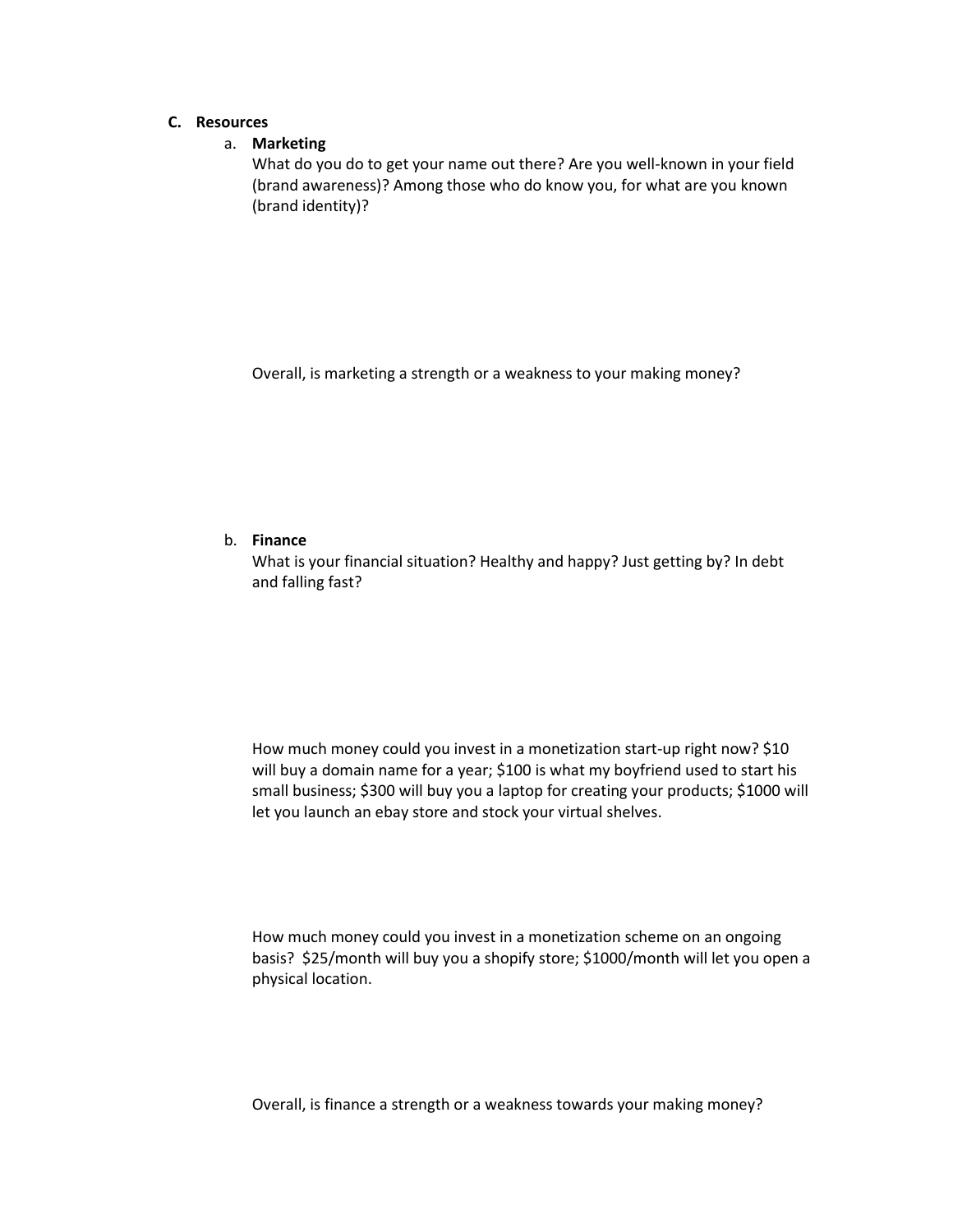C. **Resources**

a. **Marketing**

What do you do to get your name out there? Are you well-known in your field (brand awareness)? Among those who do know you, for what are you known (brand identity)?

Overall, is marketing a strength or a weakness to your making money?

b. **Finance**

What is your financial situation? Healthy and happy? Just getting by? In debt and falling fast?

How much money could you invest in a monetization start-up right now? $10 will buy a domain name for a year; $100 is what my boyfriend used to start his small business; $300 will buy you a laptop for creating your products; $1000 will let you launch an ebay store and stock your virtual shelves.

How much money could you invest in a monetization scheme on an ongoing basis? $25/month will buy you a shopify store; $1000/month will let you open a physical location.

Overall, is finance a strength or a weakness towards your making money?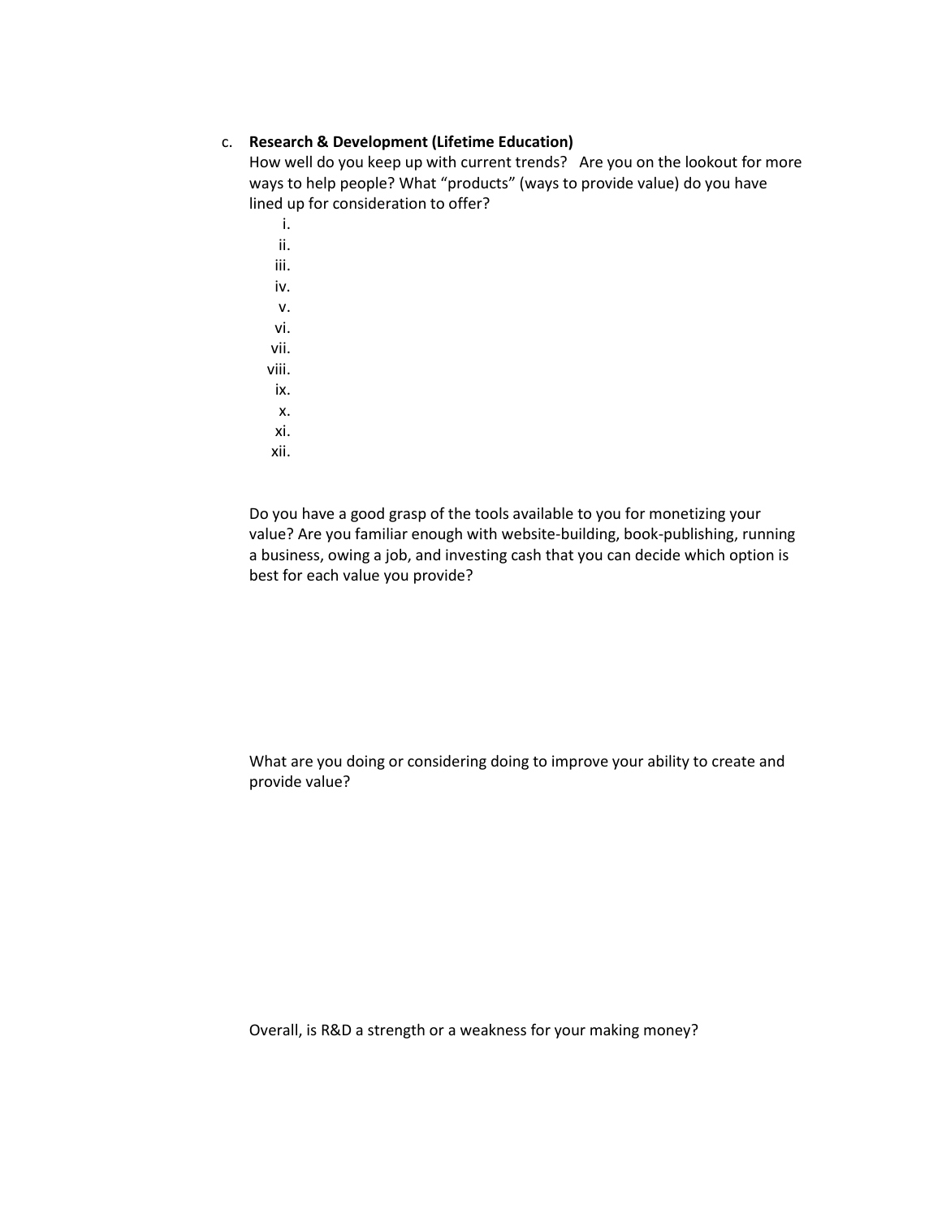c. **Research & Development (Lifetime Education)**

How well do you keep up with current trends? Are you on the lookout for more ways to help people? What "products" (ways to provide value) do you have lined up for consideration to offer?

i.
ii.
iii.
iv.
v.
vi.
vii.
viii.
ix.
x.
xi.
xii.

Do you have a good grasp of the tools available to you for monetizing your value? Are you familiar enough with website-building, book-publishing, running a business, owing a job, and investing cash that you can decide which option is best for each value you provide?

What are you doing or considering doing to improve your ability to create and provide value?

Overall, is R&D a strength or a weakness for your making money?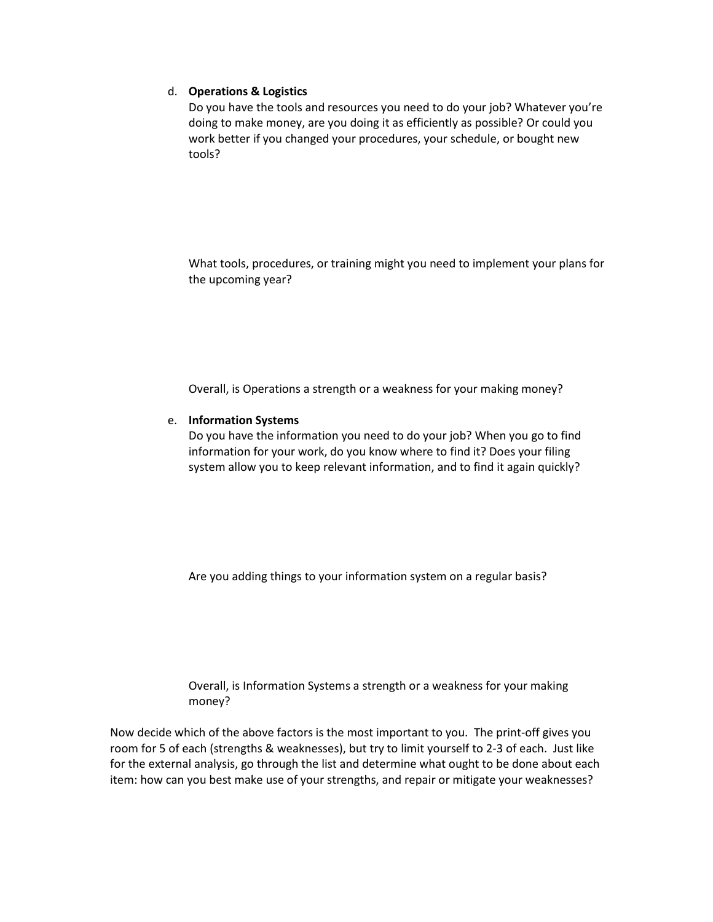d. **Operations & Logistics**

   Do you have the tools and resources you need to do your job? Whatever you're doing to make money, are you doing it as efficiently as possible? Or could you work better if you changed your procedures, your schedule, or bought new tools?

   What tools, procedures, or training might you need to implement your plans for the upcoming year?

   Overall, is Operations a strength or a weakness for your making money?

e. **Information Systems**

   Do you have the information you need to do your job? When you go to find information for your work, do you know where to find it? Does your filing system allow you to keep relevant information, and to find it again quickly?

   Are you adding things to your information system on a regular basis?

   Overall, is Information Systems a strength or a weakness for your making money?

Now decide which of the above factors is the most important to you. The print-off gives you room for 5 of each (strengths & weaknesses), but try to limit yourself to 2-3 of each. Just like for the external analysis, go through the list and determine what ought to be done about each item: how can you best make use of your strengths, and repair or mitigate your weaknesses?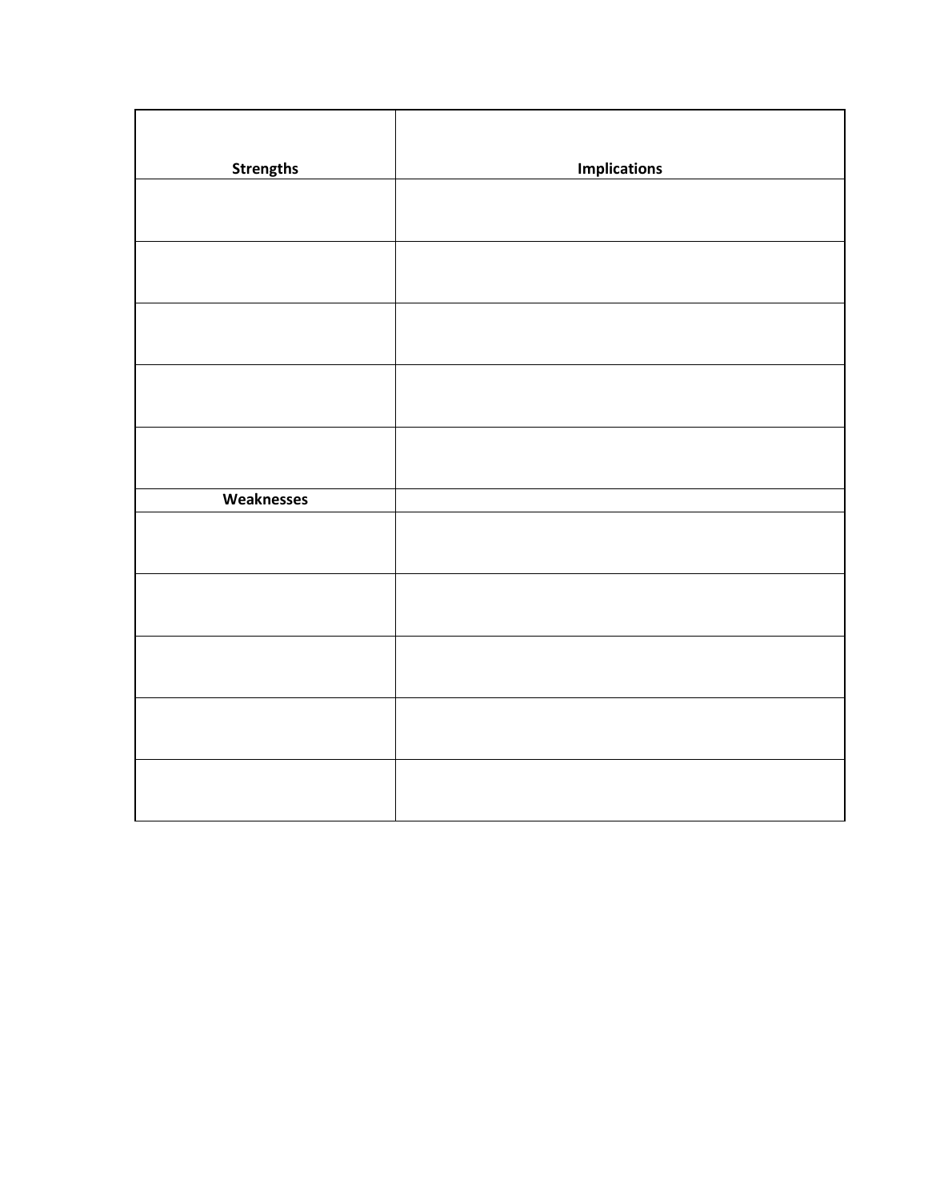| Strengths | Implications |
|---|---|
| | |
| | |
| | |
| | |
| | |
| **Weaknesses** | |
| | |
| | |
| | |
| | |
| | |